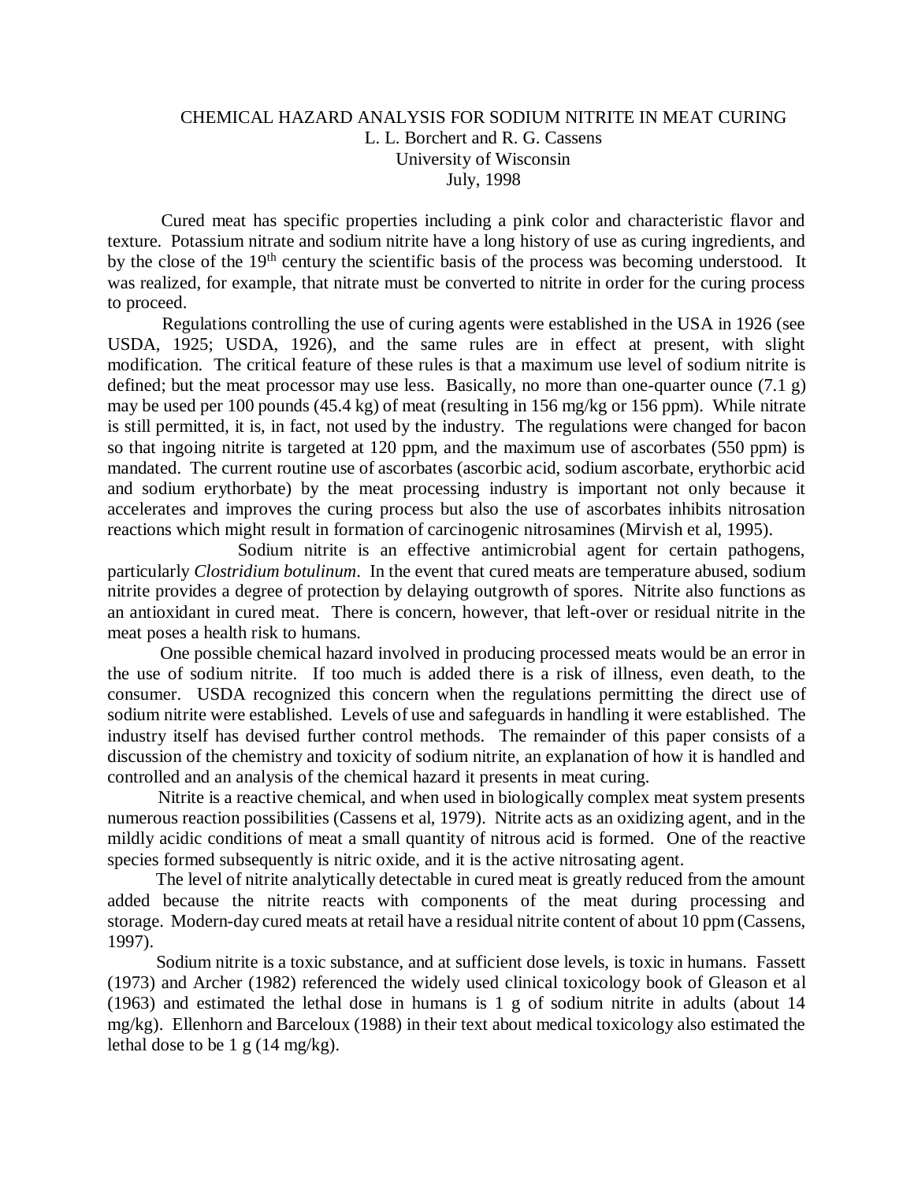# CHEMICAL HAZARD ANALYSIS FOR SODIUM NITRITE IN MEAT CURING

L. L. Borchert and R. G. Cassens  
University of Wisconsin  
July, 1998

Cured meat has specific properties including a pink color and characteristic flavor and texture. Potassium nitrate and sodium nitrite have a long history of use as curing ingredients, and by the close of the 19th century the scientific basis of the process was becoming understood. It was realized, for example, that nitrate must be converted to nitrite in order for the curing process to proceed.

Regulations controlling the use of curing agents were established in the USA in 1926 (see USDA, 1925; USDA, 1926), and the same rules are in effect at present, with slight modification. The critical feature of these rules is that a maximum use level of sodium nitrite is defined; but the meat processor may use less. Basically, no more than one-quarter ounce (7.1 g) may be used per 100 pounds (45.4 kg) of meat (resulting in 156 mg/kg or 156 ppm). While nitrate is still permitted, it is, in fact, not used by the industry. The regulations were changed for bacon so that ingoing nitrite is targeted at 120 ppm, and the maximum use of ascorbates (550 ppm) is mandated. The current routine use of ascorbates (ascorbic acid, sodium ascorbate, erythorbic acid and sodium erythorbate) by the meat processing industry is important not only because it accelerates and improves the curing process but also the use of ascorbates inhibits nitrosation reactions which might result in formation of carcinogenic nitrosamines (Mirvish et al, 1995).

Sodium nitrite is an effective antimicrobial agent for certain pathogens, particularly *Clostridium botulinum*. In the event that cured meats are temperature abused, sodium nitrite provides a degree of protection by delaying outgrowth of spores. Nitrite also functions as an antioxidant in cured meat. There is concern, however, that left-over or residual nitrite in the meat poses a health risk to humans.

One possible chemical hazard involved in producing processed meats would be an error in the use of sodium nitrite. If too much is added there is a risk of illness, even death, to the consumer. USDA recognized this concern when the regulations permitting the direct use of sodium nitrite were established. Levels of use and safeguards in handling it were established. The industry itself has devised further control methods. The remainder of this paper consists of a discussion of the chemistry and toxicity of sodium nitrite, an explanation of how it is handled and controlled and an analysis of the chemical hazard it presents in meat curing.

Nitrite is a reactive chemical, and when used in biologically complex meat system presents numerous reaction possibilities (Cassens et al, 1979). Nitrite acts as an oxidizing agent, and in the mildly acidic conditions of meat a small quantity of nitrous acid is formed. One of the reactive species formed subsequently is nitric oxide, and it is the active nitrosating agent.

The level of nitrite analytically detectable in cured meat is greatly reduced from the amount added because the nitrite reacts with components of the meat during processing and storage. Modern-day cured meats at retail have a residual nitrite content of about 10 ppm (Cassens, 1997).

Sodium nitrite is a toxic substance, and at sufficient dose levels, is toxic in humans. Fassett (1973) and Archer (1982) referenced the widely used clinical toxicology book of Gleason et al (1963) and estimated the lethal dose in humans is 1 g of sodium nitrite in adults (about 14 mg/kg). Ellenhorn and Barceloux (1988) in their text about medical toxicology also estimated the lethal dose to be 1 g (14 mg/kg).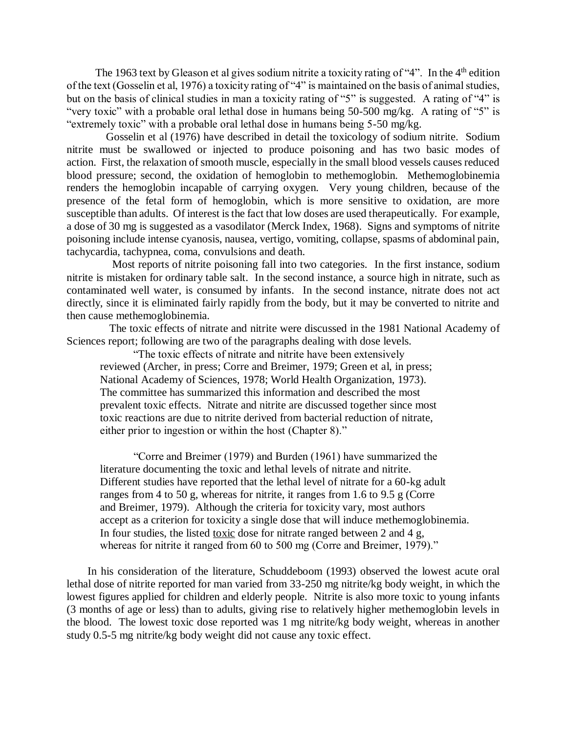The 1963 text by Gleason et al gives sodium nitrite a toxicity rating of "4". In the 4th edition of the text (Gosselin et al, 1976) a toxicity rating of "4" is maintained on the basis of animal studies, but on the basis of clinical studies in man a toxicity rating of "5" is suggested. A rating of "4" is "very toxic" with a probable oral lethal dose in humans being 50-500 mg/kg. A rating of "5" is "extremely toxic" with a probable oral lethal dose in humans being 5-50 mg/kg.

Gosselin et al (1976) have described in detail the toxicology of sodium nitrite. Sodium nitrite must be swallowed or injected to produce poisoning and has two basic modes of action. First, the relaxation of smooth muscle, especially in the small blood vessels causes reduced blood pressure; second, the oxidation of hemoglobin to methemoglobin. Methemoglobinemia renders the hemoglobin incapable of carrying oxygen. Very young children, because of the presence of the fetal form of hemoglobin, which is more sensitive to oxidation, are more susceptible than adults. Of interest is the fact that low doses are used therapeutically. For example, a dose of 30 mg is suggested as a vasodilator (Merck Index, 1968). Signs and symptoms of nitrite poisoning include intense cyanosis, nausea, vertigo, vomiting, collapse, spasms of abdominal pain, tachycardia, tachypnea, coma, convulsions and death.

Most reports of nitrite poisoning fall into two categories. In the first instance, sodium nitrite is mistaken for ordinary table salt. In the second instance, a source high in nitrate, such as contaminated well water, is consumed by infants. In the second instance, nitrate does not act directly, since it is eliminated fairly rapidly from the body, but it may be converted to nitrite and then cause methemoglobinemia.

The toxic effects of nitrate and nitrite were discussed in the 1981 National Academy of Sciences report; following are two of the paragraphs dealing with dose levels.

> "The toxic effects of nitrate and nitrite have been extensively reviewed (Archer, in press; Corre and Breimer, 1979; Green et al, in press; National Academy of Sciences, 1978; World Health Organization, 1973). The committee has summarized this information and described the most prevalent toxic effects. Nitrate and nitrite are discussed together since most toxic reactions are due to nitrite derived from bacterial reduction of nitrate, either prior to ingestion or within the host (Chapter 8)."
>
> "Corre and Breimer (1979) and Burden (1961) have summarized the literature documenting the toxic and lethal levels of nitrate and nitrite. Different studies have reported that the lethal level of nitrate for a 60-kg adult ranges from 4 to 50 g, whereas for nitrite, it ranges from 1.6 to 9.5 g (Corre and Breimer, 1979). Although the criteria for toxicity vary, most authors accept as a criterion for toxicity a single dose that will induce methemoglobinemia. In four studies, the listed <u>toxic</u> dose for nitrate ranged between 2 and 4 g, whereas for nitrite it ranged from 60 to 500 mg (Corre and Breimer, 1979)."

In his consideration of the literature, Schuddeboom (1993) observed the lowest acute oral lethal dose of nitrite reported for man varied from 33-250 mg nitrite/kg body weight, in which the lowest figures applied for children and elderly people. Nitrite is also more toxic to young infants (3 months of age or less) than to adults, giving rise to relatively higher methemoglobin levels in the blood. The lowest toxic dose reported was 1 mg nitrite/kg body weight, whereas in another study 0.5-5 mg nitrite/kg body weight did not cause any toxic effect.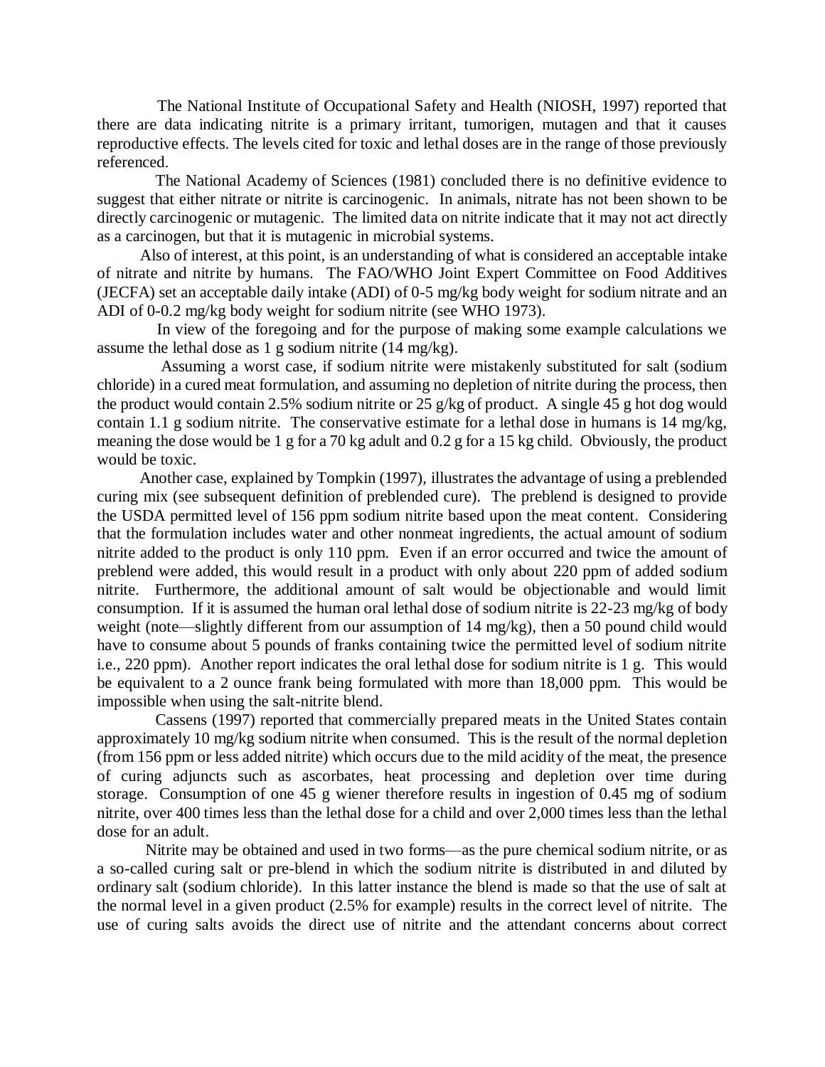The National Institute of Occupational Safety and Health (NIOSH, 1997) reported that there are data indicating nitrite is a primary irritant, tumorigen, mutagen and that it causes reproductive effects. The levels cited for toxic and lethal doses are in the range of those previously referenced.

The National Academy of Sciences (1981) concluded there is no definitive evidence to suggest that either nitrate or nitrite is carcinogenic. In animals, nitrate has not been shown to be directly carcinogenic or mutagenic. The limited data on nitrite indicate that it may not act directly as a carcinogen, but that it is mutagenic in microbial systems.

Also of interest, at this point, is an understanding of what is considered an acceptable intake of nitrate and nitrite by humans. The FAO/WHO Joint Expert Committee on Food Additives (JECFA) set an acceptable daily intake (ADI) of 0-5 mg/kg body weight for sodium nitrate and an ADI of 0-0.2 mg/kg body weight for sodium nitrite (see WHO 1973).

In view of the foregoing and for the purpose of making some example calculations we assume the lethal dose as 1 g sodium nitrite (14 mg/kg).

Assuming a worst case, if sodium nitrite were mistakenly substituted for salt (sodium chloride) in a cured meat formulation, and assuming no depletion of nitrite during the process, then the product would contain 2.5% sodium nitrite or 25 g/kg of product. A single 45 g hot dog would contain 1.1 g sodium nitrite. The conservative estimate for a lethal dose in humans is 14 mg/kg, meaning the dose would be 1 g for a 70 kg adult and 0.2 g for a 15 kg child. Obviously, the product would be toxic.

Another case, explained by Tompkin (1997), illustrates the advantage of using a preblended curing mix (see subsequent definition of preblended cure). The preblend is designed to provide the USDA permitted level of 156 ppm sodium nitrite based upon the meat content. Considering that the formulation includes water and other nonmeat ingredients, the actual amount of sodium nitrite added to the product is only 110 ppm. Even if an error occurred and twice the amount of preblend were added, this would result in a product with only about 220 ppm of added sodium nitrite. Furthermore, the additional amount of salt would be objectionable and would limit consumption. If it is assumed the human oral lethal dose of sodium nitrite is 22-23 mg/kg of body weight (note—slightly different from our assumption of 14 mg/kg), then a 50 pound child would have to consume about 5 pounds of franks containing twice the permitted level of sodium nitrite i.e., 220 ppm). Another report indicates the oral lethal dose for sodium nitrite is 1 g. This would be equivalent to a 2 ounce frank being formulated with more than 18,000 ppm. This would be impossible when using the salt-nitrite blend.

Cassens (1997) reported that commercially prepared meats in the United States contain approximately 10 mg/kg sodium nitrite when consumed. This is the result of the normal depletion (from 156 ppm or less added nitrite) which occurs due to the mild acidity of the meat, the presence of curing adjuncts such as ascorbates, heat processing and depletion over time during storage. Consumption of one 45 g wiener therefore results in ingestion of 0.45 mg of sodium nitrite, over 400 times less than the lethal dose for a child and over 2,000 times less than the lethal dose for an adult.

Nitrite may be obtained and used in two forms—as the pure chemical sodium nitrite, or as a so-called curing salt or pre-blend in which the sodium nitrite is distributed in and diluted by ordinary salt (sodium chloride). In this latter instance the blend is made so that the use of salt at the normal level in a given product (2.5% for example) results in the correct level of nitrite. The use of curing salts avoids the direct use of nitrite and the attendant concerns about correct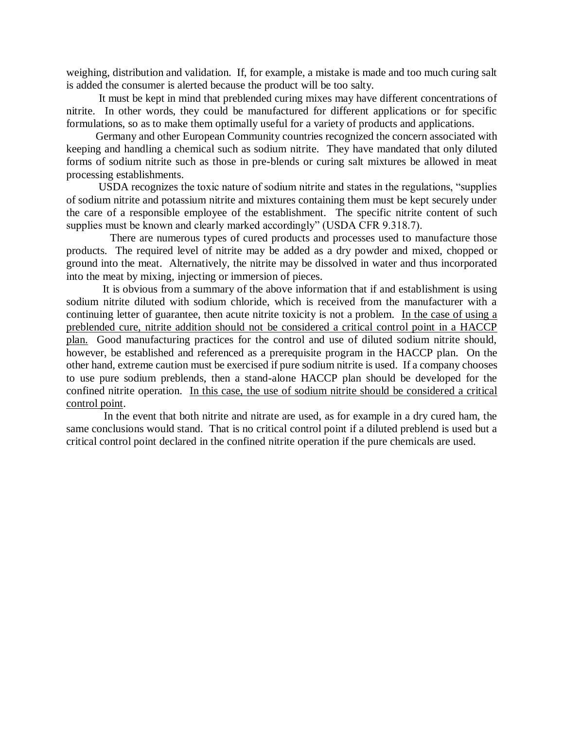weighing, distribution and validation. If, for example, a mistake is made and too much curing salt is added the consumer is alerted because the product will be too salty.

It must be kept in mind that preblended curing mixes may have different concentrations of nitrite. In other words, they could be manufactured for different applications or for specific formulations, so as to make them optimally useful for a variety of products and applications.

Germany and other European Community countries recognized the concern associated with keeping and handling a chemical such as sodium nitrite. They have mandated that only diluted forms of sodium nitrite such as those in pre-blends or curing salt mixtures be allowed in meat processing establishments.

USDA recognizes the toxic nature of sodium nitrite and states in the regulations, "supplies of sodium nitrite and potassium nitrite and mixtures containing them must be kept securely under the care of a responsible employee of the establishment. The specific nitrite content of such supplies must be known and clearly marked accordingly" (USDA CFR 9.318.7).

There are numerous types of cured products and processes used to manufacture those products. The required level of nitrite may be added as a dry powder and mixed, chopped or ground into the meat. Alternatively, the nitrite may be dissolved in water and thus incorporated into the meat by mixing, injecting or immersion of pieces.

It is obvious from a summary of the above information that if and establishment is using sodium nitrite diluted with sodium chloride, which is received from the manufacturer with a continuing letter of guarantee, then acute nitrite toxicity is not a problem. <u>In the case of using a preblended cure, nitrite addition should not be considered a critical control point in a HACCP plan.</u> Good manufacturing practices for the control and use of diluted sodium nitrite should, however, be established and referenced as a prerequisite program in the HACCP plan. On the other hand, extreme caution must be exercised if pure sodium nitrite is used. If a company chooses to use pure sodium preblends, then a stand-alone HACCP plan should be developed for the confined nitrite operation. <u>In this case, the use of sodium nitrite should be considered a critical control point</u>.

In the event that both nitrite and nitrate are used, as for example in a dry cured ham, the same conclusions would stand. That is no critical control point if a diluted preblend is used but a critical control point declared in the confined nitrite operation if the pure chemicals are used.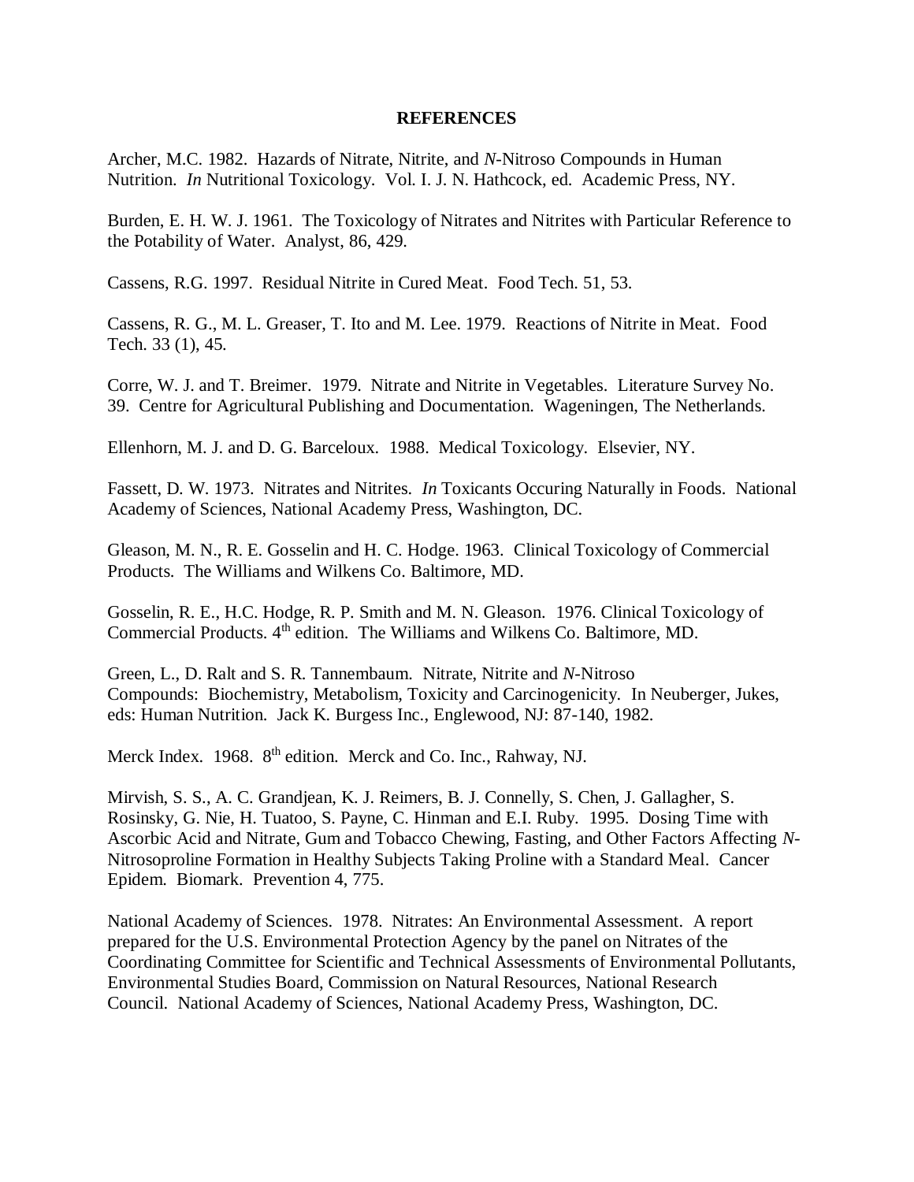## REFERENCES

Archer, M.C. 1982. Hazards of Nitrate, Nitrite, and *N*-Nitroso Compounds in Human Nutrition. *In* Nutritional Toxicology. Vol. I. J. N. Hathcock, ed. Academic Press, NY.

Burden, E. H. W. J. 1961. The Toxicology of Nitrates and Nitrites with Particular Reference to the Potability of Water. Analyst, 86, 429.

Cassens, R.G. 1997. Residual Nitrite in Cured Meat. Food Tech. 51, 53.

Cassens, R. G., M. L. Greaser, T. Ito and M. Lee. 1979. Reactions of Nitrite in Meat. Food Tech. 33 (1), 45.

Corre, W. J. and T. Breimer. 1979. Nitrate and Nitrite in Vegetables. Literature Survey No. 39. Centre for Agricultural Publishing and Documentation. Wageningen, The Netherlands.

Ellenhorn, M. J. and D. G. Barceloux. 1988. Medical Toxicology. Elsevier, NY.

Fassett, D. W. 1973. Nitrates and Nitrites. *In* Toxicants Occuring Naturally in Foods. National Academy of Sciences, National Academy Press, Washington, DC.

Gleason, M. N., R. E. Gosselin and H. C. Hodge. 1963. Clinical Toxicology of Commercial Products. The Williams and Wilkens Co. Baltimore, MD.

Gosselin, R. E., H.C. Hodge, R. P. Smith and M. N. Gleason. 1976. Clinical Toxicology of Commercial Products. 4th edition. The Williams and Wilkens Co. Baltimore, MD.

Green, L., D. Ralt and S. R. Tannembaum. Nitrate, Nitrite and *N*-Nitroso Compounds: Biochemistry, Metabolism, Toxicity and Carcinogenicity. In Neuberger, Jukes, eds: Human Nutrition. Jack K. Burgess Inc., Englewood, NJ: 87-140, 1982.

Merck Index. 1968. 8th edition. Merck and Co. Inc., Rahway, NJ.

Mirvish, S. S., A. C. Grandjean, K. J. Reimers, B. J. Connelly, S. Chen, J. Gallagher, S. Rosinsky, G. Nie, H. Tuatoo, S. Payne, C. Hinman and E.I. Ruby. 1995. Dosing Time with Ascorbic Acid and Nitrate, Gum and Tobacco Chewing, Fasting, and Other Factors Affecting *N*-Nitrosoproline Formation in Healthy Subjects Taking Proline with a Standard Meal. Cancer Epidem. Biomark. Prevention 4, 775.

National Academy of Sciences. 1978. Nitrates: An Environmental Assessment. A report prepared for the U.S. Environmental Protection Agency by the panel on Nitrates of the Coordinating Committee for Scientific and Technical Assessments of Environmental Pollutants, Environmental Studies Board, Commission on Natural Resources, National Research Council. National Academy of Sciences, National Academy Press, Washington, DC.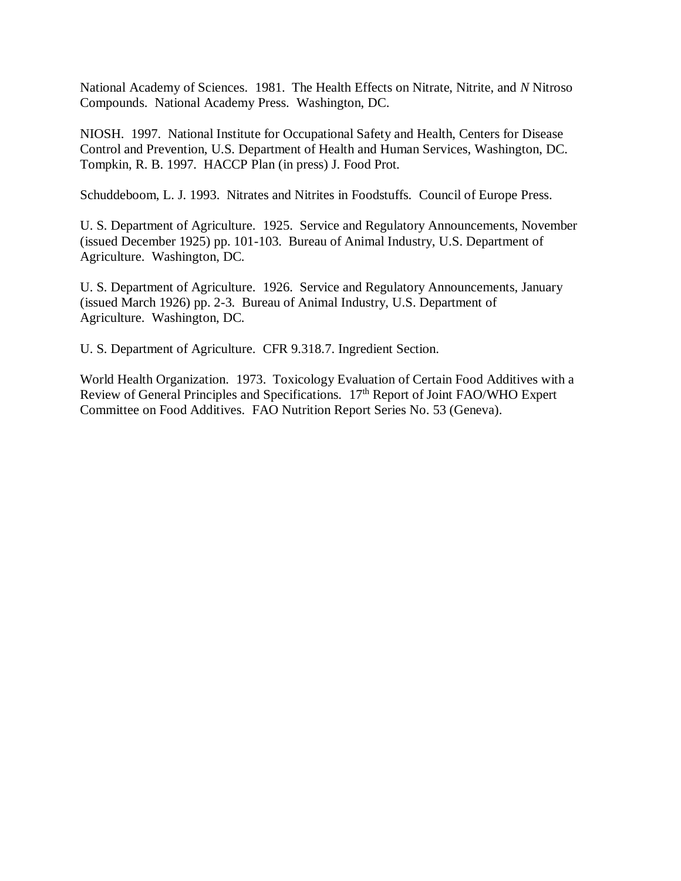National Academy of Sciences. 1981. The Health Effects on Nitrate, Nitrite, and *N* Nitroso Compounds. National Academy Press. Washington, DC.

NIOSH. 1997. National Institute for Occupational Safety and Health, Centers for Disease Control and Prevention, U.S. Department of Health and Human Services, Washington, DC. Tompkin, R. B. 1997. HACCP Plan (in press) J. Food Prot.

Schuddeboom, L. J. 1993. Nitrates and Nitrites in Foodstuffs. Council of Europe Press.

U. S. Department of Agriculture. 1925. Service and Regulatory Announcements, November (issued December 1925) pp. 101-103. Bureau of Animal Industry, U.S. Department of Agriculture. Washington, DC.

U. S. Department of Agriculture. 1926. Service and Regulatory Announcements, January (issued March 1926) pp. 2-3. Bureau of Animal Industry, U.S. Department of Agriculture. Washington, DC.

U. S. Department of Agriculture. CFR 9.318.7. Ingredient Section.

World Health Organization. 1973. Toxicology Evaluation of Certain Food Additives with a Review of General Principles and Specifications. 17th Report of Joint FAO/WHO Expert Committee on Food Additives. FAO Nutrition Report Series No. 53 (Geneva).